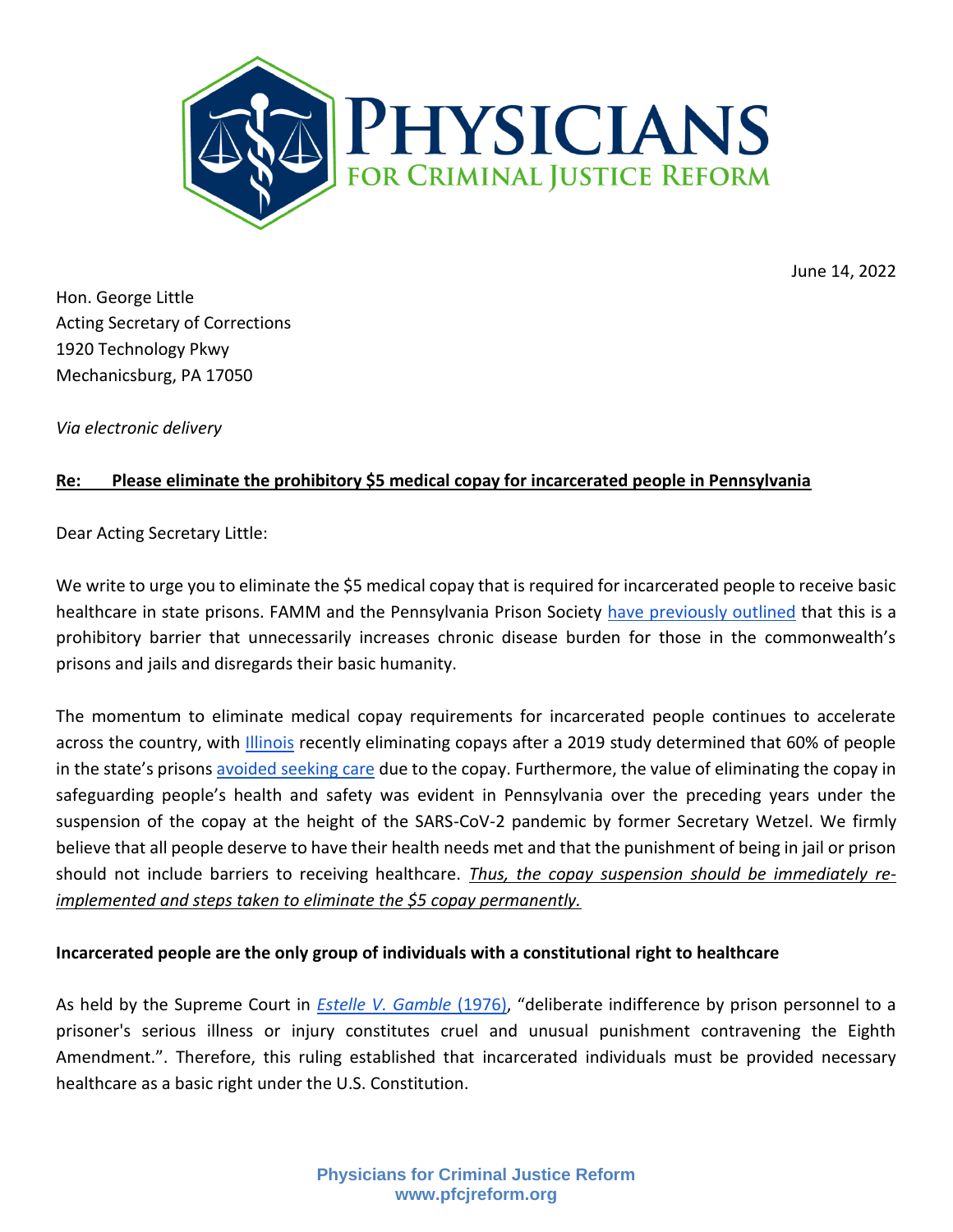# Physicians for Criminal Justice Reform

June 14, 2022

Hon. George Little
Acting Secretary of Corrections
1920 Technology Pkwy
Mechanicsburg, PA 17050

*Via electronic delivery*

**Re: Please eliminate the prohibitory $5 medical copay for incarcerated people in Pennsylvania**

Dear Acting Secretary Little:

We write to urge you to eliminate the $5 medical copay that is required for incarcerated people to receive basic healthcare in state prisons. FAMM and the Pennsylvania Prison Society have previously outlined that this is a prohibitory barrier that unnecessarily increases chronic disease burden for those in the commonwealth's prisons and jails and disregards their basic humanity.

The momentum to eliminate medical copay requirements for incarcerated people continues to accelerate across the country, with Illinois recently eliminating copays after a 2019 study determined that 60% of people in the state's prisons avoided seeking care due to the copay. Furthermore, the value of eliminating the copay in safeguarding people's health and safety was evident in Pennsylvania over the preceding years under the suspension of the copay at the height of the SARS-CoV-2 pandemic by former Secretary Wetzel. We firmly believe that all people deserve to have their health needs met and that the punishment of being in jail or prison should not include barriers to receiving healthcare. *Thus, the copay suspension should be immediately re-implemented and steps taken to eliminate the $5 copay permanently.*

**Incarcerated people are the only group of individuals with a constitutional right to healthcare**

As held by the Supreme Court in *Estelle V. Gamble* (1976), "deliberate indifference by prison personnel to a prisoner's serious illness or injury constitutes cruel and unusual punishment contravening the Eighth Amendment.". Therefore, this ruling established that incarcerated individuals must be provided necessary healthcare as a basic right under the U.S. Constitution.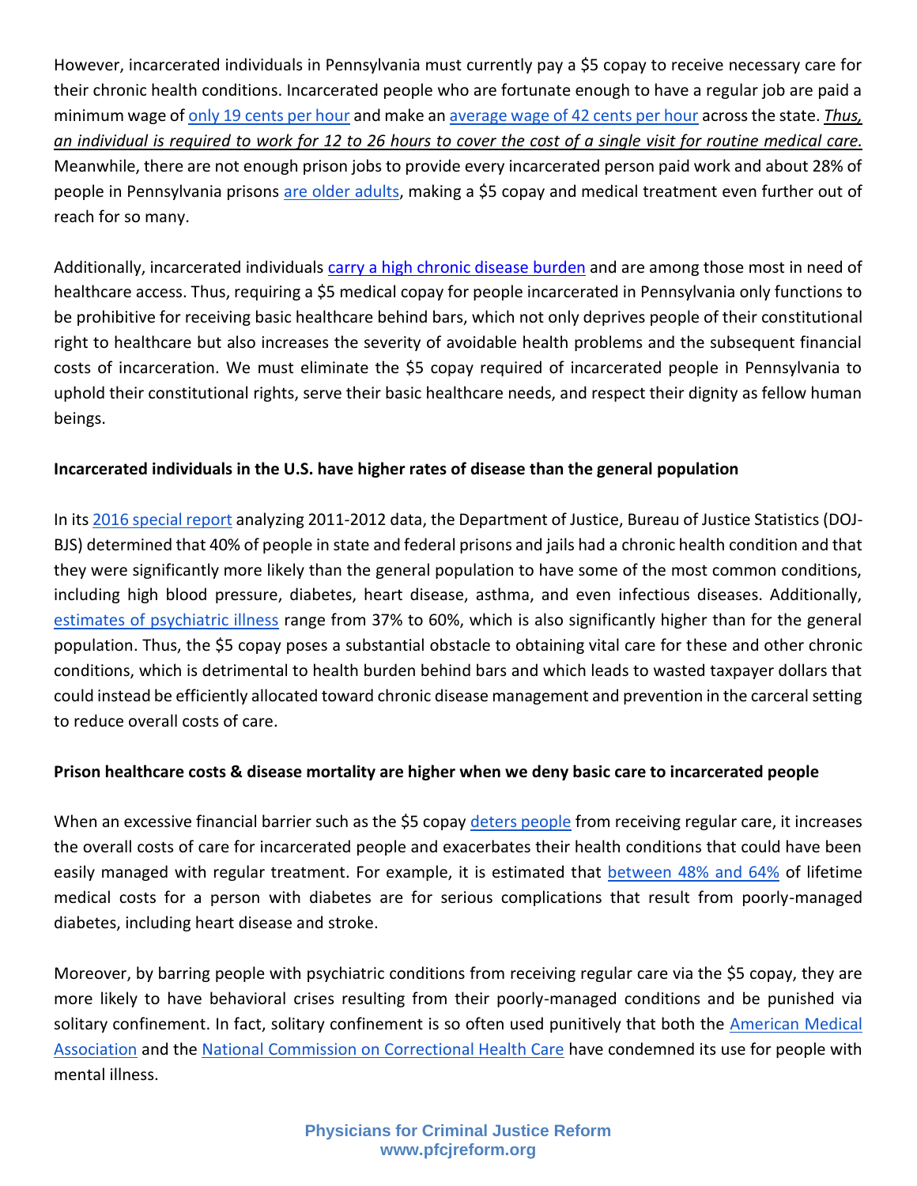However, incarcerated individuals in Pennsylvania must currently pay a $5 copay to receive necessary care for their chronic health conditions. Incarcerated people who are fortunate enough to have a regular job are paid a minimum wage of only 19 cents per hour and make an average wage of 42 cents per hour across the state. ***Thus, an individual is required to work for 12 to 26 hours to cover the cost of a single visit for routine medical care.*** Meanwhile, there are not enough prison jobs to provide every incarcerated person paid work and about 28% of people in Pennsylvania prisons are older adults, making a $5 copay and medical treatment even further out of reach for so many.

Additionally, incarcerated individuals carry a high chronic disease burden and are among those most in need of healthcare access. Thus, requiring a $5 medical copay for people incarcerated in Pennsylvania only functions to be prohibitive for receiving basic healthcare behind bars, which not only deprives people of their constitutional right to healthcare but also increases the severity of avoidable health problems and the subsequent financial costs of incarceration. We must eliminate the $5 copay required of incarcerated people in Pennsylvania to uphold their constitutional rights, serve their basic healthcare needs, and respect their dignity as fellow human beings.

**Incarcerated individuals in the U.S. have higher rates of disease than the general population**

In its 2016 special report analyzing 2011-2012 data, the Department of Justice, Bureau of Justice Statistics (DOJ-BJS) determined that 40% of people in state and federal prisons and jails had a chronic health condition and that they were significantly more likely than the general population to have some of the most common conditions, including high blood pressure, diabetes, heart disease, asthma, and even infectious diseases. Additionally, estimates of psychiatric illness range from 37% to 60%, which is also significantly higher than for the general population. Thus, the $5 copay poses a substantial obstacle to obtaining vital care for these and other chronic conditions, which is detrimental to health burden behind bars and which leads to wasted taxpayer dollars that could instead be efficiently allocated toward chronic disease management and prevention in the carceral setting to reduce overall costs of care.

**Prison healthcare costs & disease mortality are higher when we deny basic care to incarcerated people**

When an excessive financial barrier such as the $5 copay deters people from receiving regular care, it increases the overall costs of care for incarcerated people and exacerbates their health conditions that could have been easily managed with regular treatment. For example, it is estimated that between 48% and 64% of lifetime medical costs for a person with diabetes are for serious complications that result from poorly-managed diabetes, including heart disease and stroke.

Moreover, by barring people with psychiatric conditions from receiving regular care via the $5 copay, they are more likely to have behavioral crises resulting from their poorly-managed conditions and be punished via solitary confinement. In fact, solitary confinement is so often used punitively that both the American Medical Association and the National Commission on Correctional Health Care have condemned its use for people with mental illness.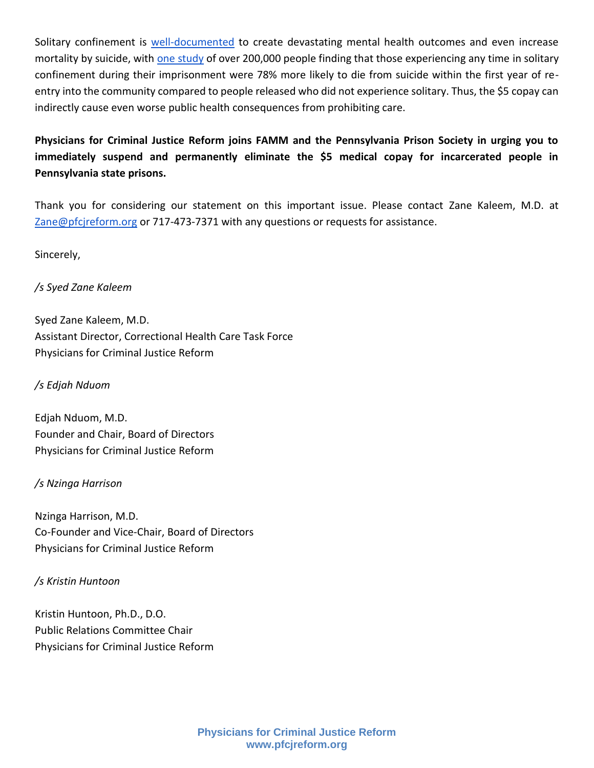Solitary confinement is well-documented to create devastating mental health outcomes and even increase mortality by suicide, with one study of over 200,000 people finding that those experiencing any time in solitary confinement during their imprisonment were 78% more likely to die from suicide within the first year of re-entry into the community compared to people released who did not experience solitary. Thus, the $5 copay can indirectly cause even worse public health consequences from prohibiting care.

**Physicians for Criminal Justice Reform joins FAMM and the Pennsylvania Prison Society in urging you to immediately suspend and permanently eliminate the $5 medical copay for incarcerated people in Pennsylvania state prisons.**

Thank you for considering our statement on this important issue. Please contact Zane Kaleem, M.D. at Zane@pfcjreform.org or 717-473-7371 with any questions or requests for assistance.

Sincerely,

*/s Syed Zane Kaleem*

Syed Zane Kaleem, M.D.
Assistant Director, Correctional Health Care Task Force
Physicians for Criminal Justice Reform

*/s Edjah Nduom*

Edjah Nduom, M.D.
Founder and Chair, Board of Directors
Physicians for Criminal Justice Reform

*/s Nzinga Harrison*

Nzinga Harrison, M.D.
Co-Founder and Vice-Chair, Board of Directors
Physicians for Criminal Justice Reform

*/s Kristin Huntoon*

Kristin Huntoon, Ph.D., D.O.
Public Relations Committee Chair
Physicians for Criminal Justice Reform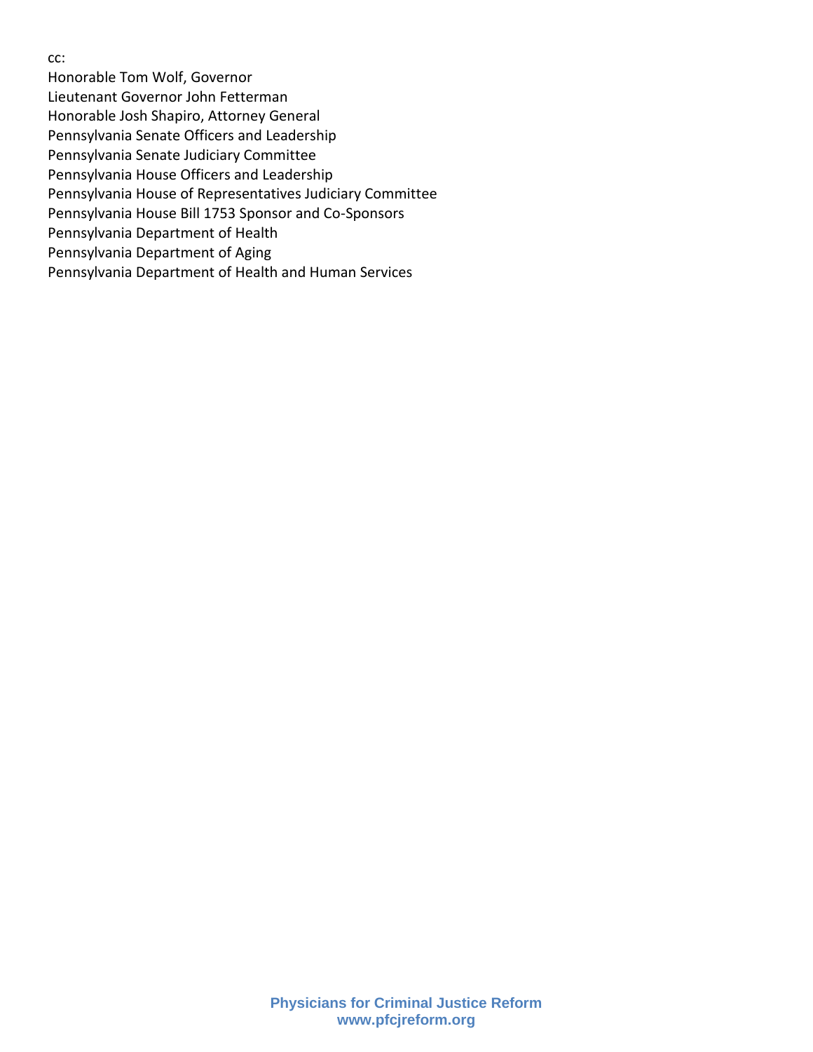cc:

Honorable Tom Wolf, Governor
Lieutenant Governor John Fetterman
Honorable Josh Shapiro, Attorney General
Pennsylvania Senate Officers and Leadership
Pennsylvania Senate Judiciary Committee
Pennsylvania House Officers and Leadership
Pennsylvania House of Representatives Judiciary Committee
Pennsylvania House Bill 1753 Sponsor and Co-Sponsors
Pennsylvania Department of Health
Pennsylvania Department of Aging
Pennsylvania Department of Health and Human Services